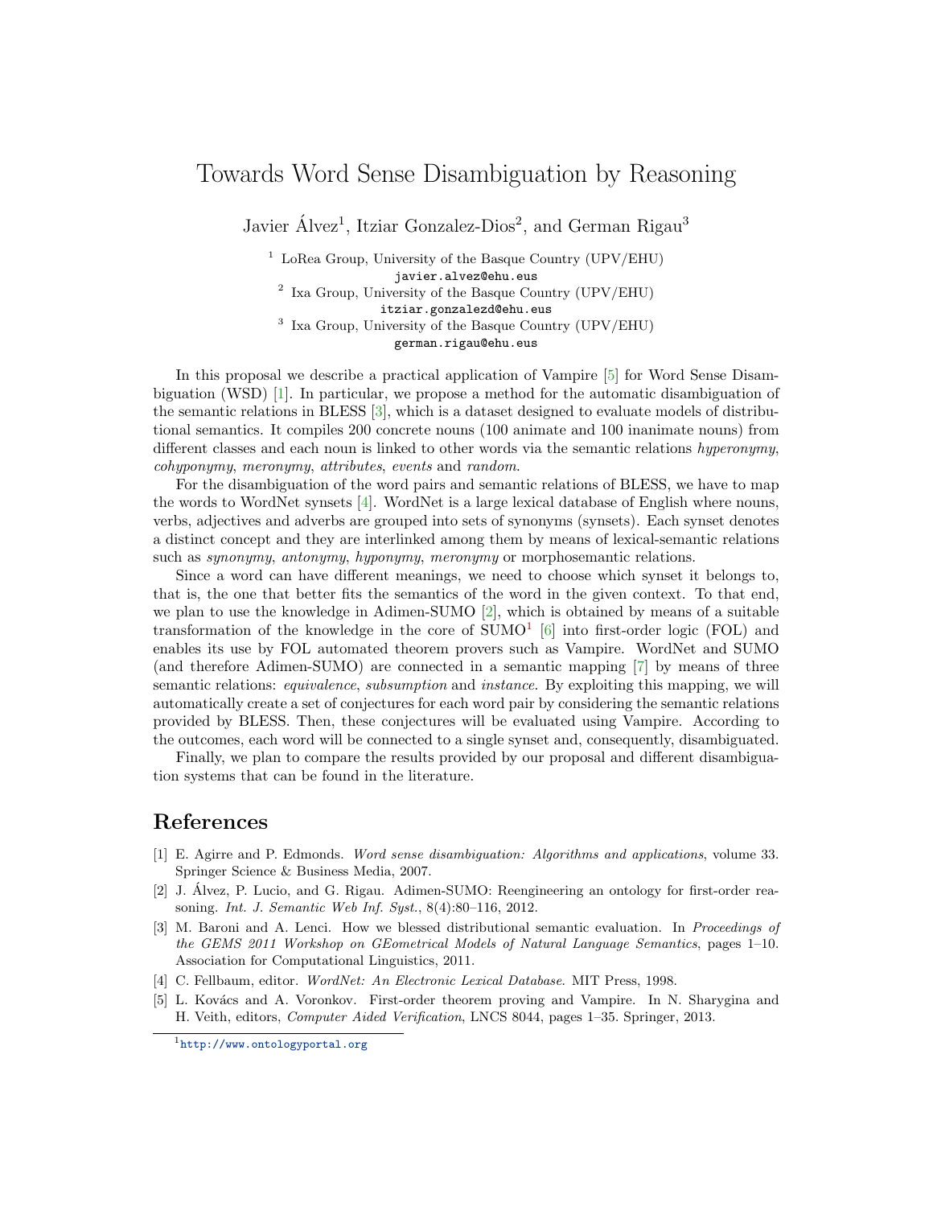# Towards Word Sense Disambiguation by Reasoning

Javier Álvez[1], Itziar Gonzalez-Dios[2], and German Rigau[3]

[1] LoRea Group, University of the Basque Country (UPV/EHU)
javier.alvez@ehu.eus

[2] Ixa Group, University of the Basque Country (UPV/EHU)
itziar.gonzalezd@ehu.eus

[3] Ixa Group, University of the Basque Country (UPV/EHU)
german.rigau@ehu.eus

In this proposal we describe a practical application of Vampire [5] for Word Sense Disambiguation (WSD) [1]. In particular, we propose a method for the automatic disambiguation of the semantic relations in BLESS [3], which is a dataset designed to evaluate models of distributional semantics. It compiles 200 concrete nouns (100 animate and 100 inanimate nouns) from different classes and each noun is linked to other words via the semantic relations *hyperonymy*, *cohyponymy*, *meronymy*, *attributes*, *events* and *random*.

For the disambiguation of the word pairs and semantic relations of BLESS, we have to map the words to WordNet synsets [4]. WordNet is a large lexical database of English where nouns, verbs, adjectives and adverbs are grouped into sets of synonyms (synsets). Each synset denotes a distinct concept and they are interlinked among them by means of lexical-semantic relations such as *synonymy*, *antonymy*, *hyponymy*, *meronymy* or morphosemantic relations.

Since a word can have different meanings, we need to choose which synset it belongs to, that is, the one that better fits the semantics of the word in the given context. To that end, we plan to use the knowledge in Adimen-SUMO [2], which is obtained by means of a suitable transformation of the knowledge in the core of SUMO[1] [6] into first-order logic (FOL) and enables its use by FOL automated theorem provers such as Vampire. WordNet and SUMO (and therefore Adimen-SUMO) are connected in a semantic mapping [7] by means of three semantic relations: *equivalence*, *subsumption* and *instance*. By exploiting this mapping, we will automatically create a set of conjectures for each word pair by considering the semantic relations provided by BLESS. Then, these conjectures will be evaluated using Vampire. According to the outcomes, each word will be connected to a single synset and, consequently, disambiguated.

Finally, we plan to compare the results provided by our proposal and different disambiguation systems that can be found in the literature.

## References

[1] E. Agirre and P. Edmonds. *Word sense disambiguation: Algorithms and applications*, volume 33. Springer Science & Business Media, 2007.

[2] J. Álvez, P. Lucio, and G. Rigau. Adimen-SUMO: Reengineering an ontology for first-order reasoning. *Int. J. Semantic Web Inf. Syst.*, 8(4):80–116, 2012.

[3] M. Baroni and A. Lenci. How we blessed distributional semantic evaluation. In *Proceedings of the GEMS 2011 Workshop on GEometrical Models of Natural Language Semantics*, pages 1–10. Association for Computational Linguistics, 2011.

[4] C. Fellbaum, editor. *WordNet: An Electronic Lexical Database.* MIT Press, 1998.

[5] L. Kovács and A. Voronkov. First-order theorem proving and Vampire. In N. Sharygina and H. Veith, editors, *Computer Aided Verification*, LNCS 8044, pages 1–35. Springer, 2013.

[1] http://www.ontologyportal.org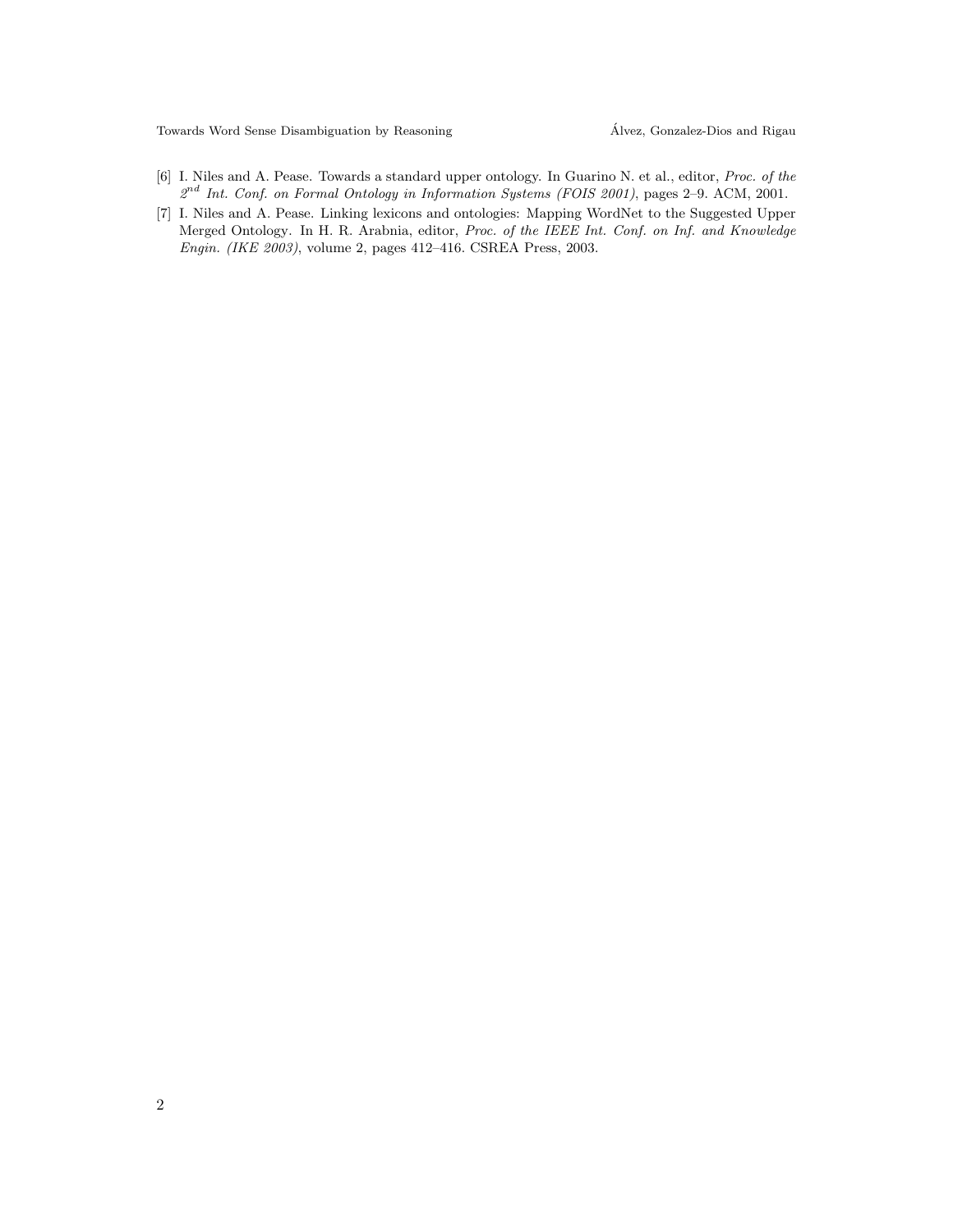[6] I. Niles and A. Pease. Towards a standard upper ontology. In Guarino N. et al., editor, *Proc. of the $2^{nd}$ Int. Conf. on Formal Ontology in Information Systems (FOIS 2001)*, pages 2–9. ACM, 2001.

[7] I. Niles and A. Pease. Linking lexicons and ontologies: Mapping WordNet to the Suggested Upper Merged Ontology. In H. R. Arabnia, editor, *Proc. of the IEEE Int. Conf. on Inf. and Knowledge Engin. (IKE 2003)*, volume 2, pages 412–416. CSREA Press, 2003.